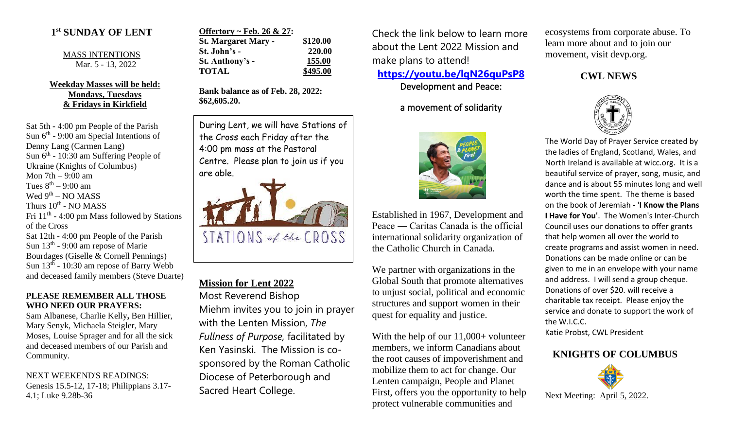## 1st SUNDAY OF LENT

MASS INTENTIONS
Mar. 5 - 13, 2022

**Weekday Masses will be held: Mondays, Tuesdays & Fridays in Kirkfield**

Sat 5th - 4:00 pm People of the Parish
Sun 6th - 9:00 am Special Intentions of Denny Lang (Carmen Lang)
Sun 6th - 10:30 am Suffering People of Ukraine (Knights of Columbus)
Mon 7th – 9:00 am
Tues 8th – 9:00 am
Wed 9th – NO MASS
Thurs 10th - NO MASS
Fri 11th - 4:00 pm Mass followed by Stations of the Cross
Sat 12th - 4:00 pm People of the Parish
Sun 13th - 9:00 am repose of Marie Bourdages (Giselle & Cornell Pennings)
Sun 13th - 10:30 am repose of Barry Webb and deceased family members (Steve Duarte)

**PLEASE REMEMBER ALL THOSE WHO NEED OUR PRAYERS:**
Sam Albanese, Charlie Kelly, Ben Hillier, Mary Senyk, Michaela Steigler, Mary Moses, Louise Sprager and for all the sick and deceased members of our Parish and Community.

NEXT WEEKEND'S READINGS:
Genesis 15.5-12, 17-18; Philippians 3.17-4.1; Luke 9.28b-36

**Offertory ~ Feb. 26 & 27:**

| | |
|---|---|
| **St. Margaret Mary -** | **$120.00** |
| **St. John's -** | **220.00** |
| **St. Anthony's -** | **155.00** |
| **TOTAL** | **$495.00** |

**Bank balance as of Feb. 28, 2022: $62,605.20.**

During Lent, we will have Stations of the Cross each Friday after the 4:00 pm mass at the Pastoral Centre. Please plan to join us if you are able.

STATIONS of the CROSS

## Mission for Lent 2022

Most Reverend Bishop Miehm invites you to join in prayer with the Lenten Mission, *The Fullness of Purpose,* facilitated by Ken Yasinski. The Mission is co-sponsored by the Roman Catholic Diocese of Peterborough and Sacred Heart College.

Check the link below to learn more about the Lent 2022 Mission and make plans to attend!

**https://youtu.be/lqN26quPsP8**

Development and Peace:

a movement of solidarity

Established in 1967, Development and Peace — Caritas Canada is the official international solidarity organization of the Catholic Church in Canada.

We partner with organizations in the Global South that promote alternatives to unjust social, political and economic structures and support women in their quest for equality and justice.

With the help of our 11,000+ volunteer members, we inform Canadians about the root causes of impoverishment and mobilize them to act for change. Our Lenten campaign, People and Planet First, offers you the opportunity to help protect vulnerable communities and ecosystems from corporate abuse. To learn more about and to join our movement, visit devp.org.

## CWL NEWS

The World Day of Prayer Service created by the ladies of England, Scotland, Wales, and North Ireland is available at wicc.org. It is a beautiful service of prayer, song, music, and dance and is about 55 minutes long and well worth the time spent. The theme is based on the book of Jeremiah - '**I Know the Plans I Have for You'**. The Women's Inter-Church Council uses our donations to offer grants that help women all over the world to create programs and assist women in need. Donations can be made online or can be given to me in an envelope with your name and address. I will send a group cheque. Donations of over $20. will receive a charitable tax receipt. Please enjoy the service and donate to support the work of the W.I.C.C.
Katie Probst, CWL President

## KNIGHTS OF COLUMBUS

Next Meeting: April 5, 2022.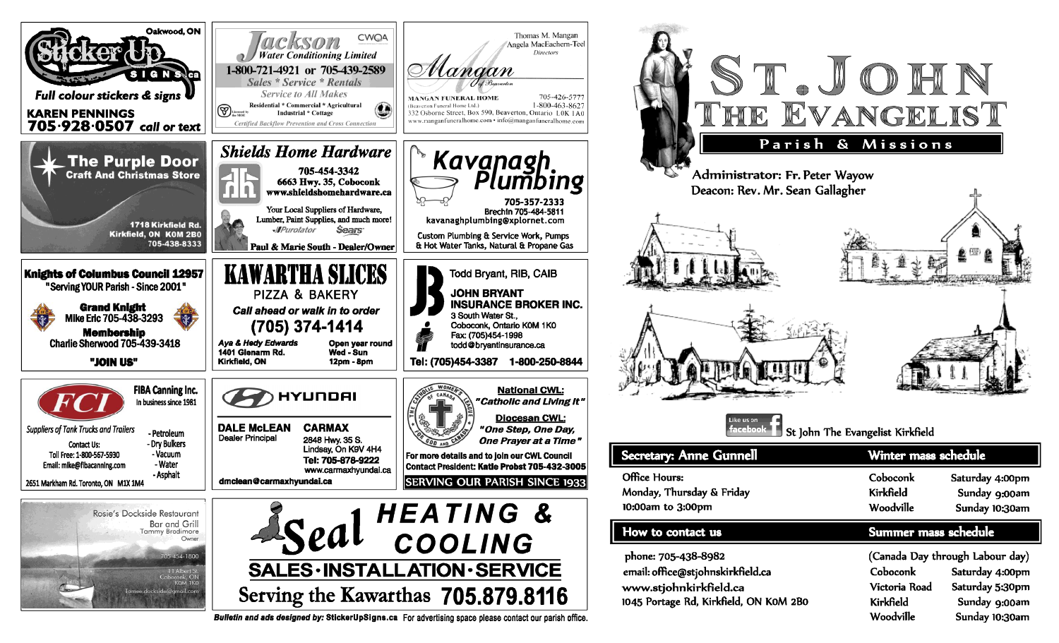Oakwood, ON

**Sticker Up SIGNS.ca**

*Full colour stickers & signs*

**KAREN PENNINGS**
**705·928·0507** *call or text*

---

**Jackson Water Conditioning Limited** CWQA

1-800-721-4921 or 705-439-2589

*Sales * Service * Rentals*

*Service to All Makes*

Residential * Commercial * Agricultural
Industrial * Cottage

*Certified Backflow Prevention and Cross Connection*

---

Thomas M. Mangan
Angela MacEachern-Teel
*Directors*

**Mangan** of Beaverton

MANGAN FUNERAL HOME (Beaverton Funeral Home Ltd.)
705-426-5777
1-800-463-8627
332 Osborne Street, Box 590, Beaverton, Ontario L0K 1A0
www.manganfuneralhome.com • info@manganfuneralhome.com

---

**The Purple Door**
**Craft And Christmas Store**

1718 Kirkfield Rd.
Kirkfield, ON K0M 2B0
705-438-8333

---

***Shields Home Hardware***

705-454-3342
6663 Hwy. 35, Coboconk
www.shieldshomehardware.ca

Your Local Suppliers of Hardware, Lumber, Paint Supplies, and much more!

Purolator Sears

**Paul & Marie South - Dealer/Owner**

---

**Kavanagh Plumbing**

705-357-2333
Brechin 705-484-5811
kavanaghplumbing@xplornet.com

Custom Plumbing & Service Work, Pumps & Hot Water Tanks, Natural & Propane Gas

---

**Knights of Columbus Council 12957**
**"Serving YOUR Parish - Since 2001"**

**Grand Knight**
Mike Eric 705-438-3293

**Membership**
Charlie Sherwood 705-439-3418

**"JOIN US"**

---

**KAWARTHA SLICES**
PIZZA & BAKERY

*Call ahead or walk in to order*

**(705) 374-1414**

*Aya & Hedy Edwards*
1401 Glenarm Rd.
Kirkfield, ON

*Open year round*
Wed - Sun
12pm - 8pm

---

Todd Bryant, RIB, CAIB

**JOHN BRYANT INSURANCE BROKER INC.**
3 South Water St.,
Coboconk, Ontario K0M 1K0
Fax: (705)454-1998
todd@bryantinsurance.ca

Tel: (705)454-3387 1-800-250-8844

---

**FCI** **FIBA Canning Inc.**
In business since 1981

*Suppliers of Tank Trucks and Trailers*

Contact Us:
Toll Free: 1-800-567-5930
Email: mike@fibacanning.com

- Petroleum
- Dry Bulkers
- Vacuum
- Water
- Asphalt

2651 Markham Rd. Toronto, ON M1X 1M4

---

**HYUNDAI**

**DALE McLEAN**
Dealer Principal

**CARMAX**
2848 Hwy. 35 S.
Lindsay, On K9V 4H4
**Tel: 705-878-9222**
www.carmaxhyundai.ca

dmclean@carmaxhyundai.ca

---

**National CWL:**
***"Catholic and Living It"***

**Diocesan CWL:**
***"One Step, One Day, One Prayer at a Time"***

**For more details and to join our CWL Council Contact President: Katie Probst 705-432-3005**

SERVING OUR PARISH SINCE 1933

---

Rosie's Dockside Restaurant
Bar and Grill
Tammy Brodmore
Owner

705-454-1800
11 Albert St.
Coboconk, ON
K0M 1K0
Tamsdockside@gmail.com

---

**Seal HEATING & COOLING**

**SALES·INSTALLATION·SERVICE**

Serving the Kawarthas **705.879.8116**

---

*Bulletin and ads designed by:* **StickerUpSigns.ca** For advertising space please contact our parish office.

---

# ST. JOHN THE EVANGELIST

## Parish & Missions

Administrator: Fr. Peter Wayow
Deacon: Rev. Mr. Sean Gallagher

Like us on facebook — St John The Evangelist Kirkfield

## Secretary: Anne Gunnell

Office Hours:
Monday, Thursday & Friday
10:00am to 3:00pm

## How to contact us

phone: 705-438-8982
email: office@stjohnskirkfield.ca
www.stjohnkirkfield.ca
1045 Portage Rd, Kirkfield, ON K0M 2B0

## Winter mass schedule

| | |
|---|---|
| Coboconk | Saturday 4:00pm |
| Kirkfield | Sunday 9:00am |
| Woodville | Sunday 10:30am |

## Summer mass schedule

(Canada Day through Labour day)

| | |
|---|---|
| Coboconk | Saturday 4:00pm |
| Victoria Road | Saturday 5:30pm |
| Kirkfield | Sunday 9:00am |
| Woodville | Sunday 10:30am |